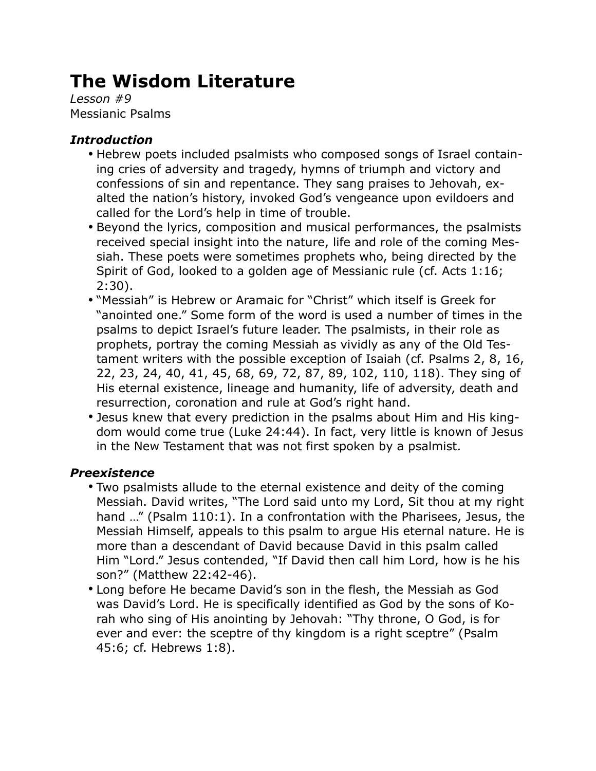# The Wisdom Literature

*Lesson #9*
Messianic Psalms

### *Introduction*

- Hebrew poets included psalmists who composed songs of Israel containing cries of adversity and tragedy, hymns of triumph and victory and confessions of sin and repentance. They sang praises to Jehovah, exalted the nation's history, invoked God's vengeance upon evildoers and called for the Lord's help in time of trouble.
- Beyond the lyrics, composition and musical performances, the psalmists received special insight into the nature, life and role of the coming Messiah. These poets were sometimes prophets who, being directed by the Spirit of God, looked to a golden age of Messianic rule (cf. Acts 1:16; 2:30).
- "Messiah" is Hebrew or Aramaic for "Christ" which itself is Greek for "anointed one." Some form of the word is used a number of times in the psalms to depict Israel's future leader. The psalmists, in their role as prophets, portray the coming Messiah as vividly as any of the Old Testament writers with the possible exception of Isaiah (cf. Psalms 2, 8, 16, 22, 23, 24, 40, 41, 45, 68, 69, 72, 87, 89, 102, 110, 118). They sing of His eternal existence, lineage and humanity, life of adversity, death and resurrection, coronation and rule at God's right hand.
- Jesus knew that every prediction in the psalms about Him and His kingdom would come true (Luke 24:44). In fact, very little is known of Jesus in the New Testament that was not first spoken by a psalmist.

### *Preexistence*

- Two psalmists allude to the eternal existence and deity of the coming Messiah. David writes, "The Lord said unto my Lord, Sit thou at my right hand …" (Psalm 110:1). In a confrontation with the Pharisees, Jesus, the Messiah Himself, appeals to this psalm to argue His eternal nature. He is more than a descendant of David because David in this psalm called Him "Lord." Jesus contended, "If David then call him Lord, how is he his son?" (Matthew 22:42-46).
- Long before He became David's son in the flesh, the Messiah as God was David's Lord. He is specifically identified as God by the sons of Korah who sing of His anointing by Jehovah: "Thy throne, O God, is for ever and ever: the sceptre of thy kingdom is a right sceptre" (Psalm 45:6; cf. Hebrews 1:8).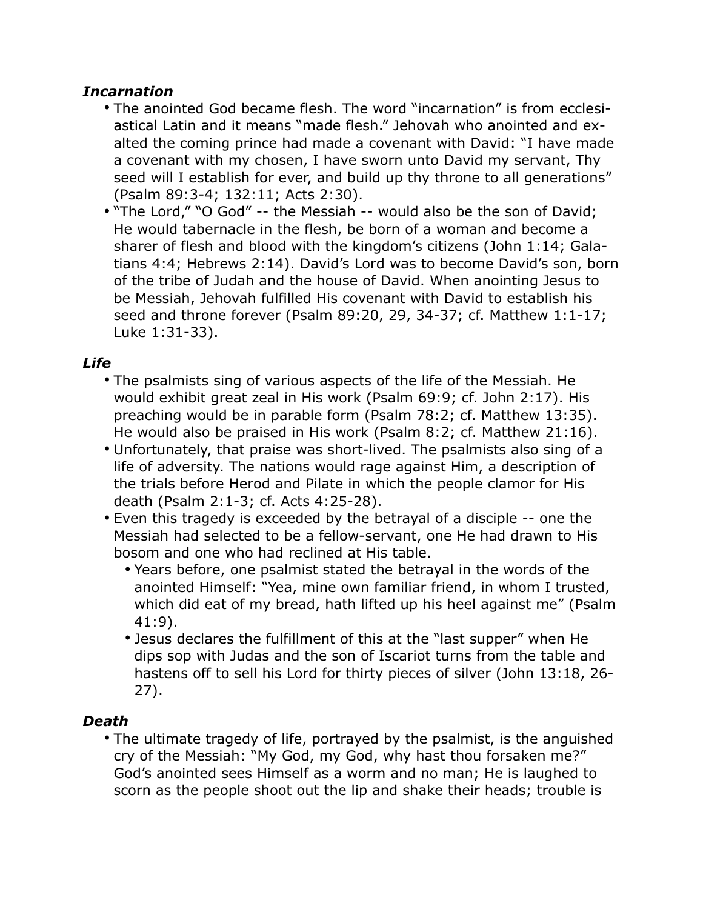### *Incarnation*

- The anointed God became flesh. The word "incarnation" is from ecclesiastical Latin and it means "made flesh." Jehovah who anointed and exalted the coming prince had made a covenant with David: "I have made a covenant with my chosen, I have sworn unto David my servant, Thy seed will I establish for ever, and build up thy throne to all generations" (Psalm 89:3-4; 132:11; Acts 2:30).
- "The Lord," "O God" -- the Messiah -- would also be the son of David; He would tabernacle in the flesh, be born of a woman and become a sharer of flesh and blood with the kingdom's citizens (John 1:14; Galatians 4:4; Hebrews 2:14). David's Lord was to become David's son, born of the tribe of Judah and the house of David. When anointing Jesus to be Messiah, Jehovah fulfilled His covenant with David to establish his seed and throne forever (Psalm 89:20, 29, 34-37; cf. Matthew 1:1-17; Luke 1:31-33).

### *Life*

- The psalmists sing of various aspects of the life of the Messiah. He would exhibit great zeal in His work (Psalm 69:9; cf. John 2:17). His preaching would be in parable form (Psalm 78:2; cf. Matthew 13:35). He would also be praised in His work (Psalm 8:2; cf. Matthew 21:16).
- Unfortunately, that praise was short-lived. The psalmists also sing of a life of adversity. The nations would rage against Him, a description of the trials before Herod and Pilate in which the people clamor for His death (Psalm 2:1-3; cf. Acts 4:25-28).
- Even this tragedy is exceeded by the betrayal of a disciple -- one the Messiah had selected to be a fellow-servant, one He had drawn to His bosom and one who had reclined at His table.
  - Years before, one psalmist stated the betrayal in the words of the anointed Himself: "Yea, mine own familiar friend, in whom I trusted, which did eat of my bread, hath lifted up his heel against me" (Psalm 41:9).
  - Jesus declares the fulfillment of this at the "last supper" when He dips sop with Judas and the son of Iscariot turns from the table and hastens off to sell his Lord for thirty pieces of silver (John 13:18, 26-27).

### *Death*

- The ultimate tragedy of life, portrayed by the psalmist, is the anguished cry of the Messiah: "My God, my God, why hast thou forsaken me?" God's anointed sees Himself as a worm and no man; He is laughed to scorn as the people shoot out the lip and shake their heads; trouble is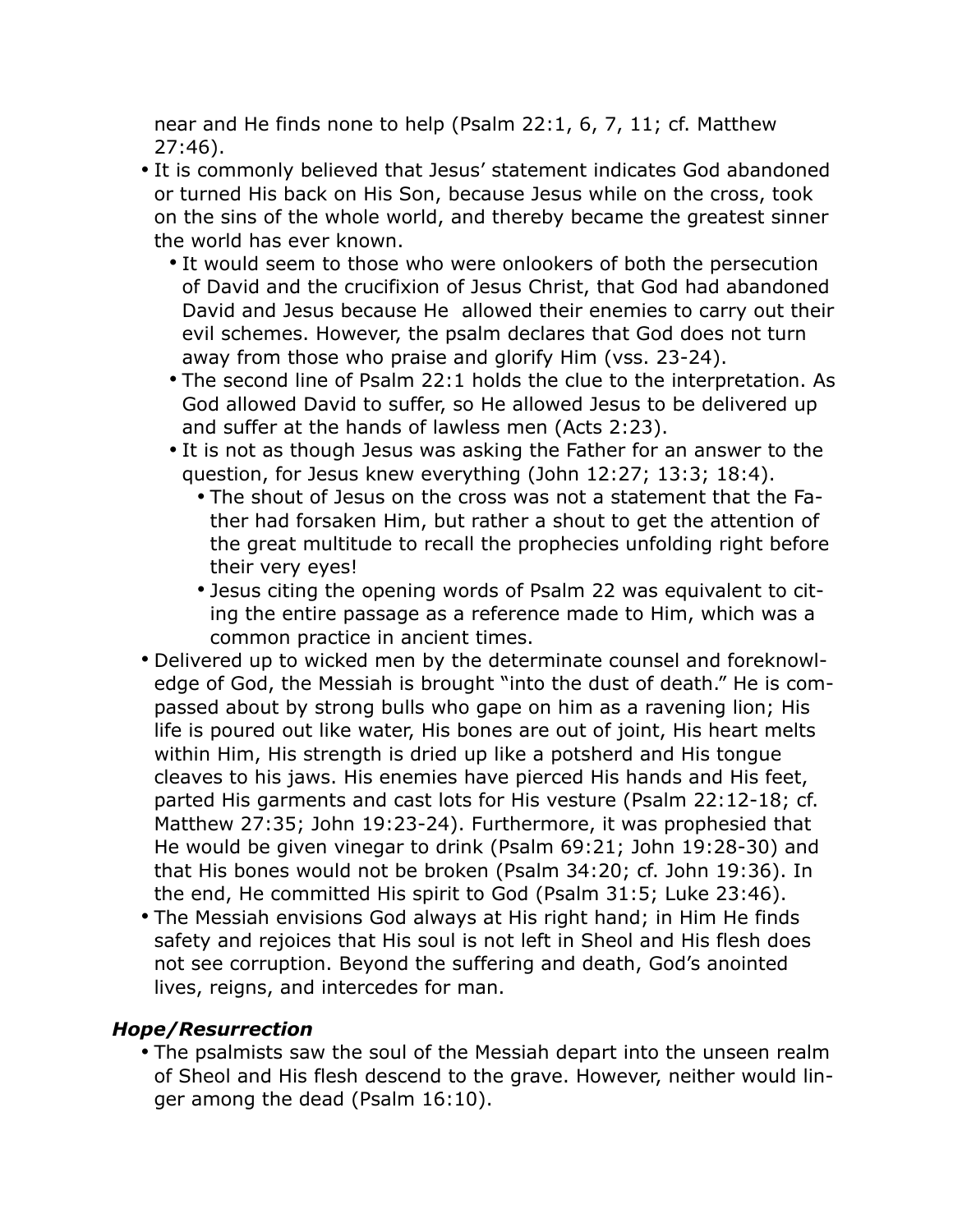near and He finds none to help (Psalm 22:1, 6, 7, 11; cf. Matthew 27:46).

- It is commonly believed that Jesus' statement indicates God abandoned or turned His back on His Son, because Jesus while on the cross, took on the sins of the whole world, and thereby became the greatest sinner the world has ever known.
  - It would seem to those who were onlookers of both the persecution of David and the crucifixion of Jesus Christ, that God had abandoned David and Jesus because He allowed their enemies to carry out their evil schemes. However, the psalm declares that God does not turn away from those who praise and glorify Him (vss. 23-24).
  - The second line of Psalm 22:1 holds the clue to the interpretation. As God allowed David to suffer, so He allowed Jesus to be delivered up and suffer at the hands of lawless men (Acts 2:23).
  - It is not as though Jesus was asking the Father for an answer to the question, for Jesus knew everything (John 12:27; 13:3; 18:4).
    - The shout of Jesus on the cross was not a statement that the Father had forsaken Him, but rather a shout to get the attention of the great multitude to recall the prophecies unfolding right before their very eyes!
    - Jesus citing the opening words of Psalm 22 was equivalent to citing the entire passage as a reference made to Him, which was a common practice in ancient times.
- Delivered up to wicked men by the determinate counsel and foreknowledge of God, the Messiah is brought "into the dust of death." He is compassed about by strong bulls who gape on him as a ravening lion; His life is poured out like water, His bones are out of joint, His heart melts within Him, His strength is dried up like a potsherd and His tongue cleaves to his jaws. His enemies have pierced His hands and His feet, parted His garments and cast lots for His vesture (Psalm 22:12-18; cf. Matthew 27:35; John 19:23-24). Furthermore, it was prophesied that He would be given vinegar to drink (Psalm 69:21; John 19:28-30) and that His bones would not be broken (Psalm 34:20; cf. John 19:36). In the end, He committed His spirit to God (Psalm 31:5; Luke 23:46).
- The Messiah envisions God always at His right hand; in Him He finds safety and rejoices that His soul is not left in Sheol and His flesh does not see corruption. Beyond the suffering and death, God's anointed lives, reigns, and intercedes for man.

### *Hope/Resurrection*

- The psalmists saw the soul of the Messiah depart into the unseen realm of Sheol and His flesh descend to the grave. However, neither would linger among the dead (Psalm 16:10).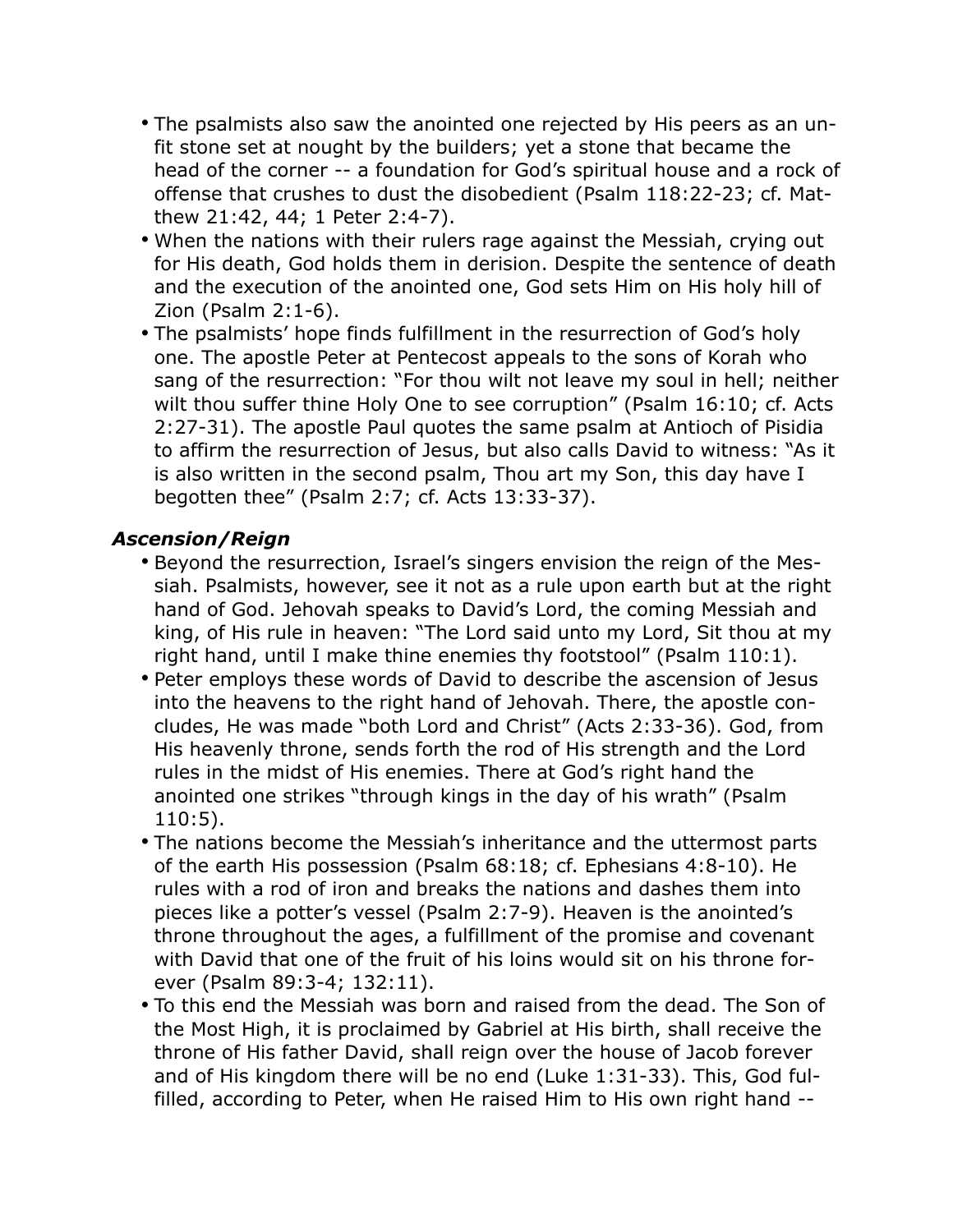- The psalmists also saw the anointed one rejected by His peers as an unfit stone set at nought by the builders; yet a stone that became the head of the corner -- a foundation for God's spiritual house and a rock of offense that crushes to dust the disobedient (Psalm 118:22-23; cf. Matthew 21:42, 44; 1 Peter 2:4-7).
- When the nations with their rulers rage against the Messiah, crying out for His death, God holds them in derision. Despite the sentence of death and the execution of the anointed one, God sets Him on His holy hill of Zion (Psalm 2:1-6).
- The psalmists' hope finds fulfillment in the resurrection of God's holy one. The apostle Peter at Pentecost appeals to the sons of Korah who sang of the resurrection: "For thou wilt not leave my soul in hell; neither wilt thou suffer thine Holy One to see corruption" (Psalm 16:10; cf. Acts 2:27-31). The apostle Paul quotes the same psalm at Antioch of Pisidia to affirm the resurrection of Jesus, but also calls David to witness: "As it is also written in the second psalm, Thou art my Son, this day have I begotten thee" (Psalm 2:7; cf. Acts 13:33-37).

### *Ascension/Reign*

- Beyond the resurrection, Israel's singers envision the reign of the Messiah. Psalmists, however, see it not as a rule upon earth but at the right hand of God. Jehovah speaks to David's Lord, the coming Messiah and king, of His rule in heaven: "The Lord said unto my Lord, Sit thou at my right hand, until I make thine enemies thy footstool" (Psalm 110:1).
- Peter employs these words of David to describe the ascension of Jesus into the heavens to the right hand of Jehovah. There, the apostle concludes, He was made "both Lord and Christ" (Acts 2:33-36). God, from His heavenly throne, sends forth the rod of His strength and the Lord rules in the midst of His enemies. There at God's right hand the anointed one strikes "through kings in the day of his wrath" (Psalm 110:5).
- The nations become the Messiah's inheritance and the uttermost parts of the earth His possession (Psalm 68:18; cf. Ephesians 4:8-10). He rules with a rod of iron and breaks the nations and dashes them into pieces like a potter's vessel (Psalm 2:7-9). Heaven is the anointed's throne throughout the ages, a fulfillment of the promise and covenant with David that one of the fruit of his loins would sit on his throne forever (Psalm 89:3-4; 132:11).
- To this end the Messiah was born and raised from the dead. The Son of the Most High, it is proclaimed by Gabriel at His birth, shall receive the throne of His father David, shall reign over the house of Jacob forever and of His kingdom there will be no end (Luke 1:31-33). This, God fulfilled, according to Peter, when He raised Him to His own right hand --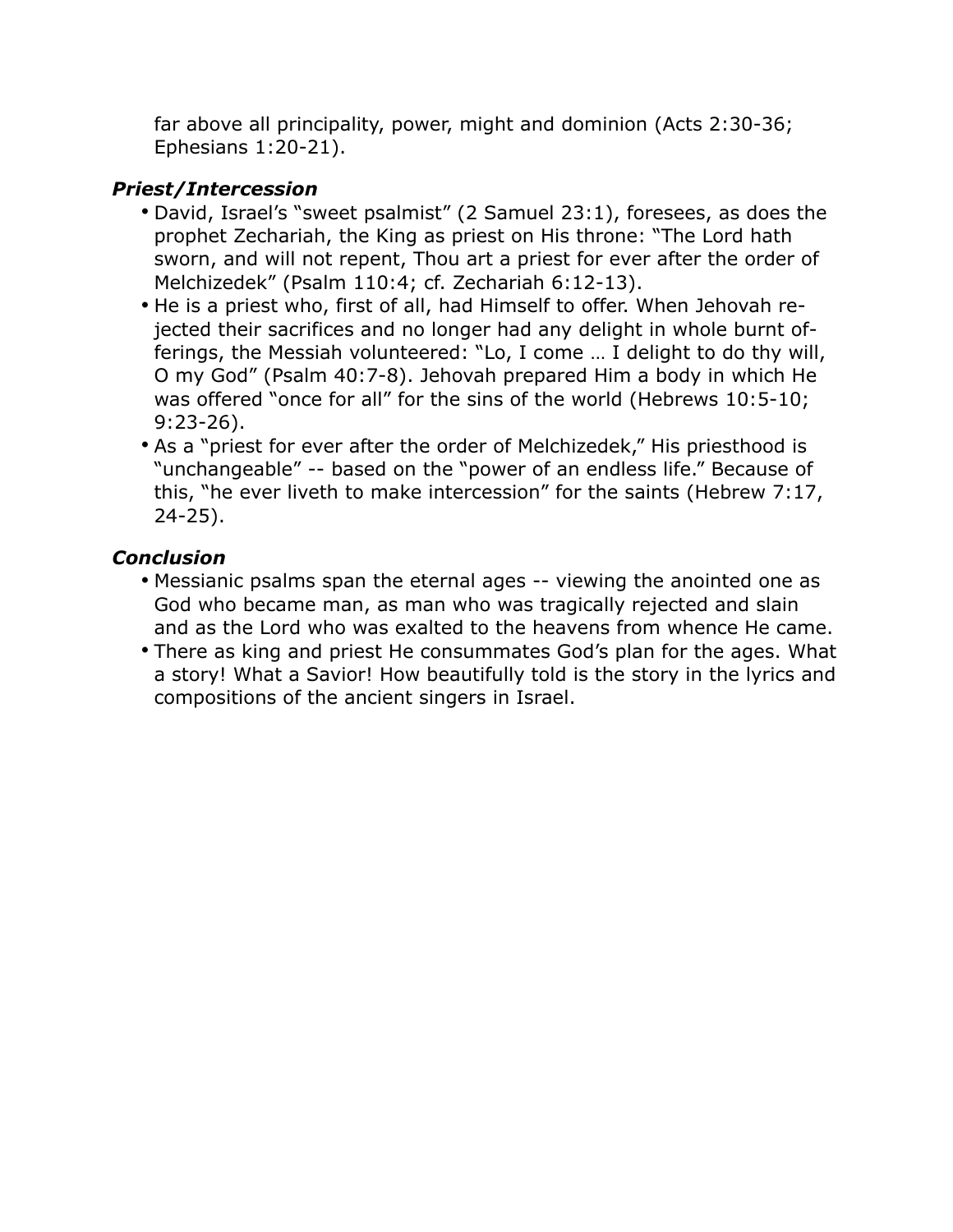far above all principality, power, might and dominion (Acts 2:30-36; Ephesians 1:20-21).

### *Priest/Intercession*

- David, Israel's "sweet psalmist" (2 Samuel 23:1), foresees, as does the prophet Zechariah, the King as priest on His throne: "The Lord hath sworn, and will not repent, Thou art a priest for ever after the order of Melchizedek" (Psalm 110:4; cf. Zechariah 6:12-13).
- He is a priest who, first of all, had Himself to offer. When Jehovah rejected their sacrifices and no longer had any delight in whole burnt offerings, the Messiah volunteered: "Lo, I come … I delight to do thy will, O my God" (Psalm 40:7-8). Jehovah prepared Him a body in which He was offered "once for all" for the sins of the world (Hebrews 10:5-10; 9:23-26).
- As a "priest for ever after the order of Melchizedek," His priesthood is "unchangeable" -- based on the "power of an endless life." Because of this, "he ever liveth to make intercession" for the saints (Hebrew 7:17, 24-25).

### *Conclusion*

- Messianic psalms span the eternal ages -- viewing the anointed one as God who became man, as man who was tragically rejected and slain and as the Lord who was exalted to the heavens from whence He came.
- There as king and priest He consummates God's plan for the ages. What a story! What a Savior! How beautifully told is the story in the lyrics and compositions of the ancient singers in Israel.